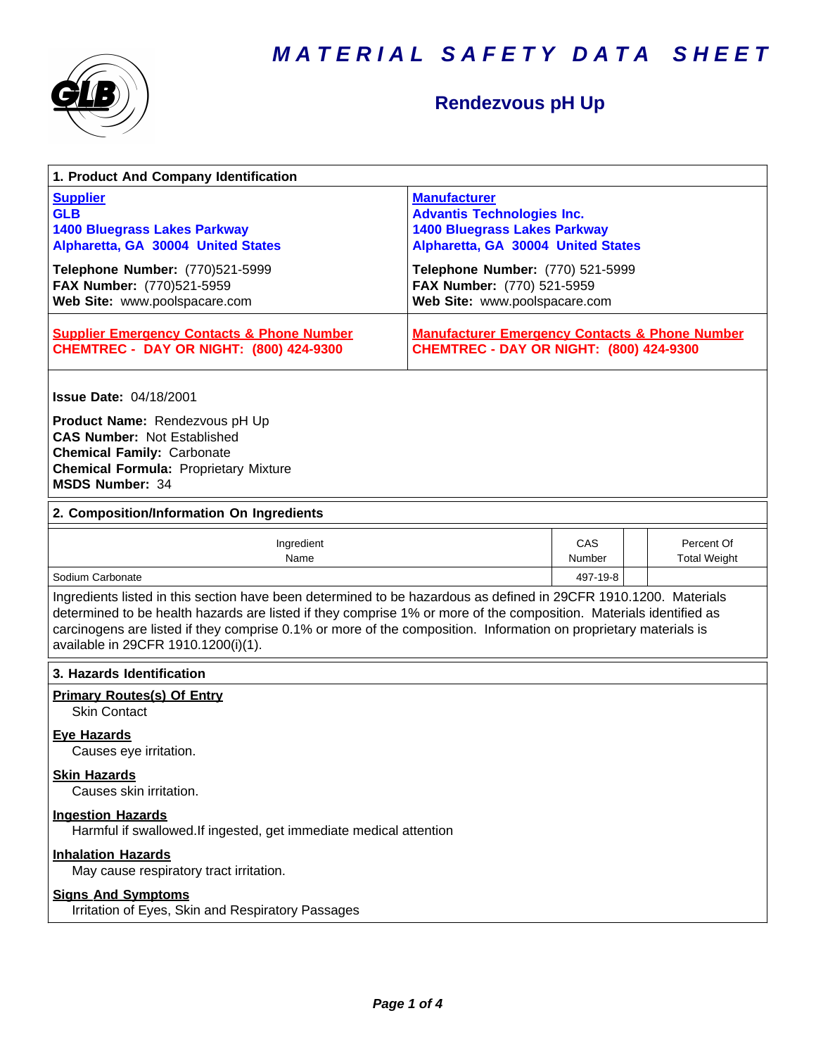# MATERIAL SAFETY DATA SHEET

## Rendezvous pH Up

### 1. Product And Company Identification

| Supplier | Manufacturer |
|---|---|
| **GLB**<br>**1400 Bluegrass Lakes Parkway**<br>**Alpharetta, GA 30004 United States** | **Advantis Technologies Inc.**<br>**1400 Bluegrass Lakes Parkway**<br>**Alpharetta, GA 30004 United States** |
| **Telephone Number:** (770)521-5999<br>**FAX Number:** (770)521-5959<br>**Web Site:** www.poolspacare.com | **Telephone Number:** (770) 521-5999<br>**FAX Number:** (770) 521-5959<br>**Web Site:** www.poolspacare.com |
| **Supplier Emergency Contacts & Phone Number**<br>**CHEMTREC - DAY OR NIGHT: (800) 424-9300** | **Manufacturer Emergency Contacts & Phone Number**<br>**CHEMTREC - DAY OR NIGHT: (800) 424-9300** |

**Issue Date:** 04/18/2001

**Product Name:** Rendezvous pH Up
**CAS Number:** Not Established
**Chemical Family:** Carbonate
**Chemical Formula:** Proprietary Mixture
**MSDS Number:** 34

### 2. Composition/Information On Ingredients

| Ingredient Name | CAS Number | | Percent Of Total Weight |
|---|---|---|---|
| Sodium Carbonate | 497-19-8 | | |

Ingredients listed in this section have been determined to be hazardous as defined in 29CFR 1910.1200. Materials determined to be health hazards are listed if they comprise 1% or more of the composition. Materials identified as carcinogens are listed if they comprise 0.1% or more of the composition. Information on proprietary materials is available in 29CFR 1910.1200(i)(1).

### 3. Hazards Identification

**Primary Routes(s) Of Entry**
Skin Contact

**Eye Hazards**
Causes eye irritation.

**Skin Hazards**
Causes skin irritation.

**Ingestion Hazards**
Harmful if swallowed.If ingested, get immediate medical attention

**Inhalation Hazards**
May cause respiratory tract irritation.

**Signs And Symptoms**
Irritation of Eyes, Skin and Respiratory Passages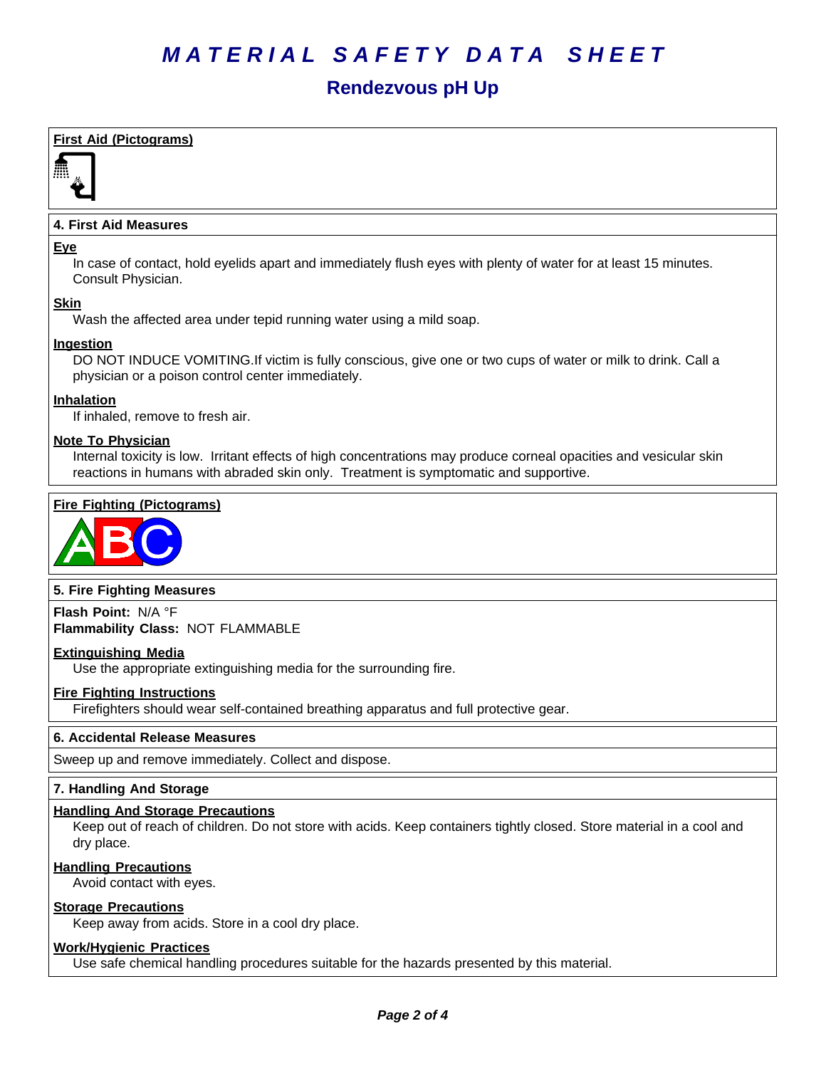# MATERIAL SAFETY DATA SHEET

## Rendezvous pH Up

### First Aid (Pictograms)

### 4. First Aid Measures

**Eye**

In case of contact, hold eyelids apart and immediately flush eyes with plenty of water for at least 15 minutes. Consult Physician.

**Skin**

Wash the affected area under tepid running water using a mild soap.

**Ingestion**

DO NOT INDUCE VOMITING.If victim is fully conscious, give one or two cups of water or milk to drink. Call a physician or a poison control center immediately.

**Inhalation**

If inhaled, remove to fresh air.

**Note To Physician**

Internal toxicity is low. Irritant effects of high concentrations may produce corneal opacities and vesicular skin reactions in humans with abraded skin only. Treatment is symptomatic and supportive.

### Fire Fighting (Pictograms)

### 5. Fire Fighting Measures

**Flash Point:** N/A °F
**Flammability Class:** NOT FLAMMABLE

**Extinguishing Media**

Use the appropriate extinguishing media for the surrounding fire.

**Fire Fighting Instructions**

Firefighters should wear self-contained breathing apparatus and full protective gear.

### 6. Accidental Release Measures

Sweep up and remove immediately. Collect and dispose.

### 7. Handling And Storage

**Handling And Storage Precautions**

Keep out of reach of children. Do not store with acids. Keep containers tightly closed. Store material in a cool and dry place.

**Handling Precautions**

Avoid contact with eyes.

**Storage Precautions**

Keep away from acids. Store in a cool dry place.

**Work/Hygienic Practices**

Use safe chemical handling procedures suitable for the hazards presented by this material.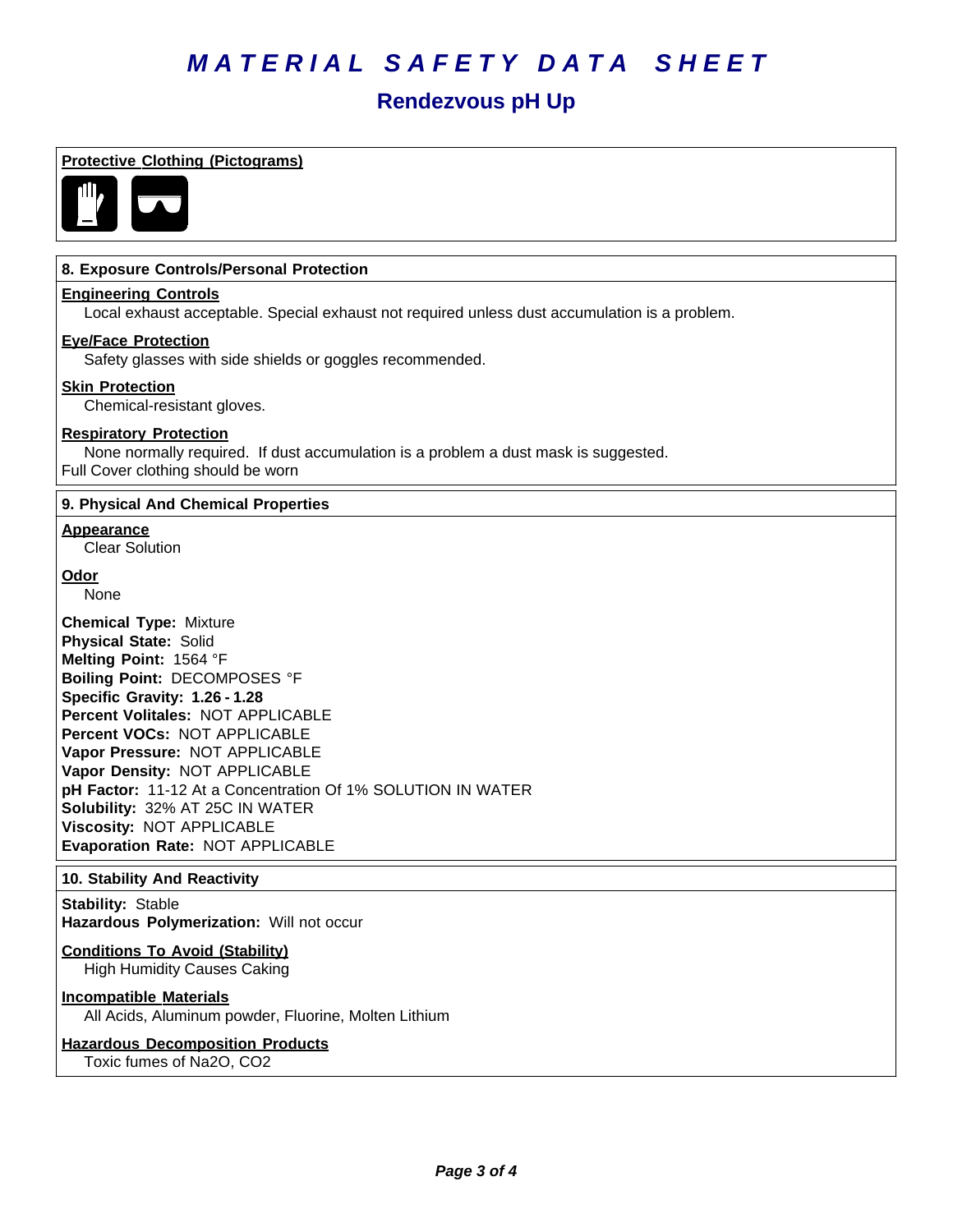# *MATERIAL SAFETY DATA SHEET*

## Rendezvous pH Up

**Protective Clothing (Pictograms)**

### 8. Exposure Controls/Personal Protection

**Engineering Controls**

Local exhaust acceptable. Special exhaust not required unless dust accumulation is a problem.

**Eye/Face Protection**

Safety glasses with side shields or goggles recommended.

**Skin Protection**

Chemical-resistant gloves.

**Respiratory Protection**

None normally required. If dust accumulation is a problem a dust mask is suggested.

Full Cover clothing should be worn

### 9. Physical And Chemical Properties

**Appearance**

Clear Solution

**Odor**

None

**Chemical Type:** Mixture
**Physical State:** Solid
**Melting Point:** 1564 °F
**Boiling Point:** DECOMPOSES °F
**Specific Gravity: 1.26 - 1.28**
**Percent Volitales:** NOT APPLICABLE
**Percent VOCs:** NOT APPLICABLE
**Vapor Pressure:** NOT APPLICABLE
**Vapor Density:** NOT APPLICABLE
**pH Factor:** 11-12 At a Concentration Of 1% SOLUTION IN WATER
**Solubility:** 32% AT 25C IN WATER
**Viscosity:** NOT APPLICABLE
**Evaporation Rate:** NOT APPLICABLE

### 10. Stability And Reactivity

**Stability:** Stable
**Hazardous Polymerization:** Will not occur

**Conditions To Avoid (Stability)**

High Humidity Causes Caking

**Incompatible Materials**

All Acids, Aluminum powder, Fluorine, Molten Lithium

**Hazardous Decomposition Products**

Toxic fumes of $Na_2O$, $CO_2$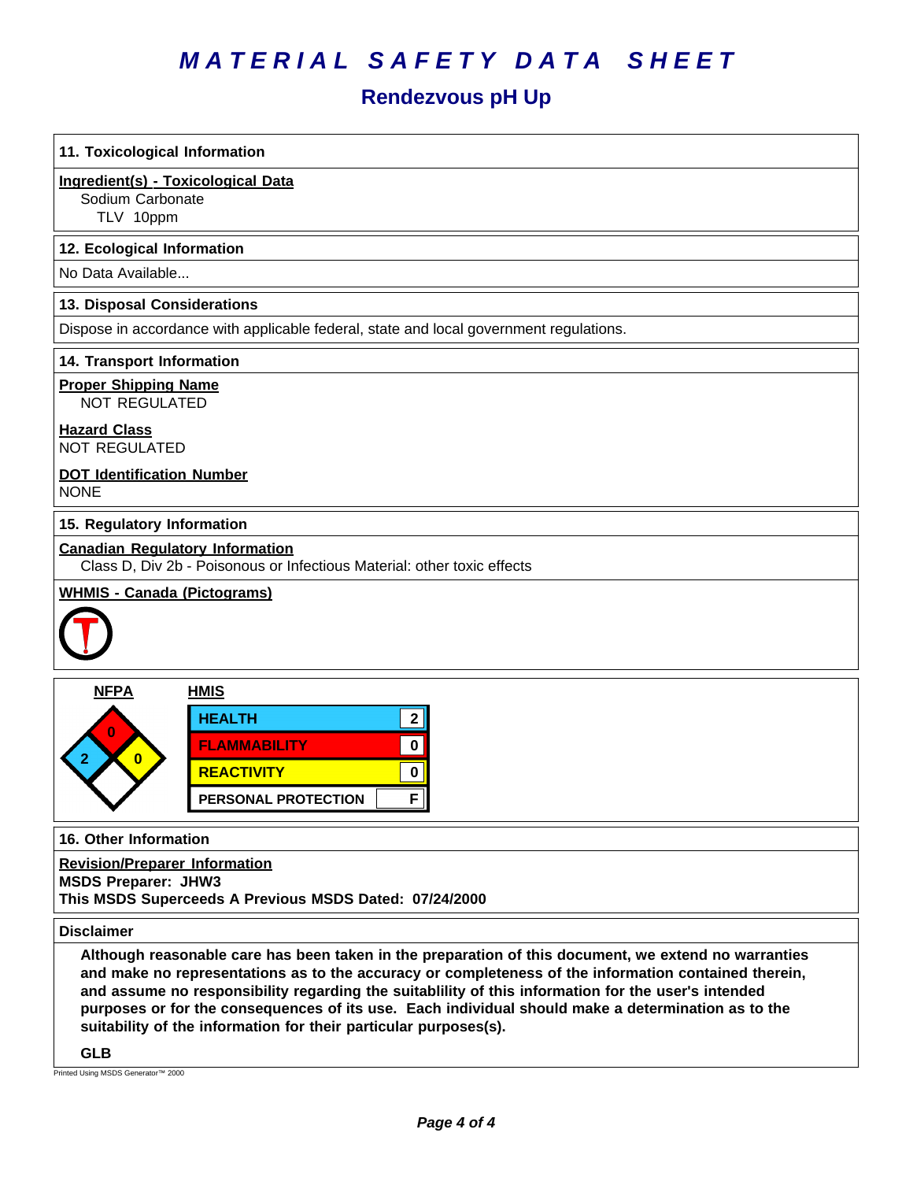# MATERIAL SAFETY DATA SHEET

## Rendezvous pH Up

### 11. Toxicological Information

**Ingredient(s) - Toxicological Data**

Sodium Carbonate
TLV 10ppm

### 12. Ecological Information

No Data Available...

### 13. Disposal Considerations

Dispose in accordance with applicable federal, state and local government regulations.

### 14. Transport Information

**Proper Shipping Name**

NOT REGULATED

**Hazard Class**

NOT REGULATED

**DOT Identification Number**

NONE

### 15. Regulatory Information

**Canadian Regulatory Information**

Class D, Div 2b - Poisonous or Infectious Material: other toxic effects

**WHMIS - Canada (Pictograms)**

**NFPA**

0
2 0

**HMIS**

| | |
|---|---|
| HEALTH | 2 |
| FLAMMABILITY | 0 |
| REACTIVITY | 0 |
| PERSONAL PROTECTION | F |

### 16. Other Information

**Revision/Preparer Information**

**MSDS Preparer: JHW3**

**This MSDS Superceeds A Previous MSDS Dated: 07/24/2000**

### Disclaimer

**Although reasonable care has been taken in the preparation of this document, we extend no warranties and make no representations as to the accuracy or completeness of the information contained therein, and assume no responsibility regarding the suitablility of this information for the user's intended purposes or for the consequences of its use. Each individual should make a determination as to the suitability of the information for their particular purposes(s).**

**GLB**

Printed Using MSDS Generator™ 2000